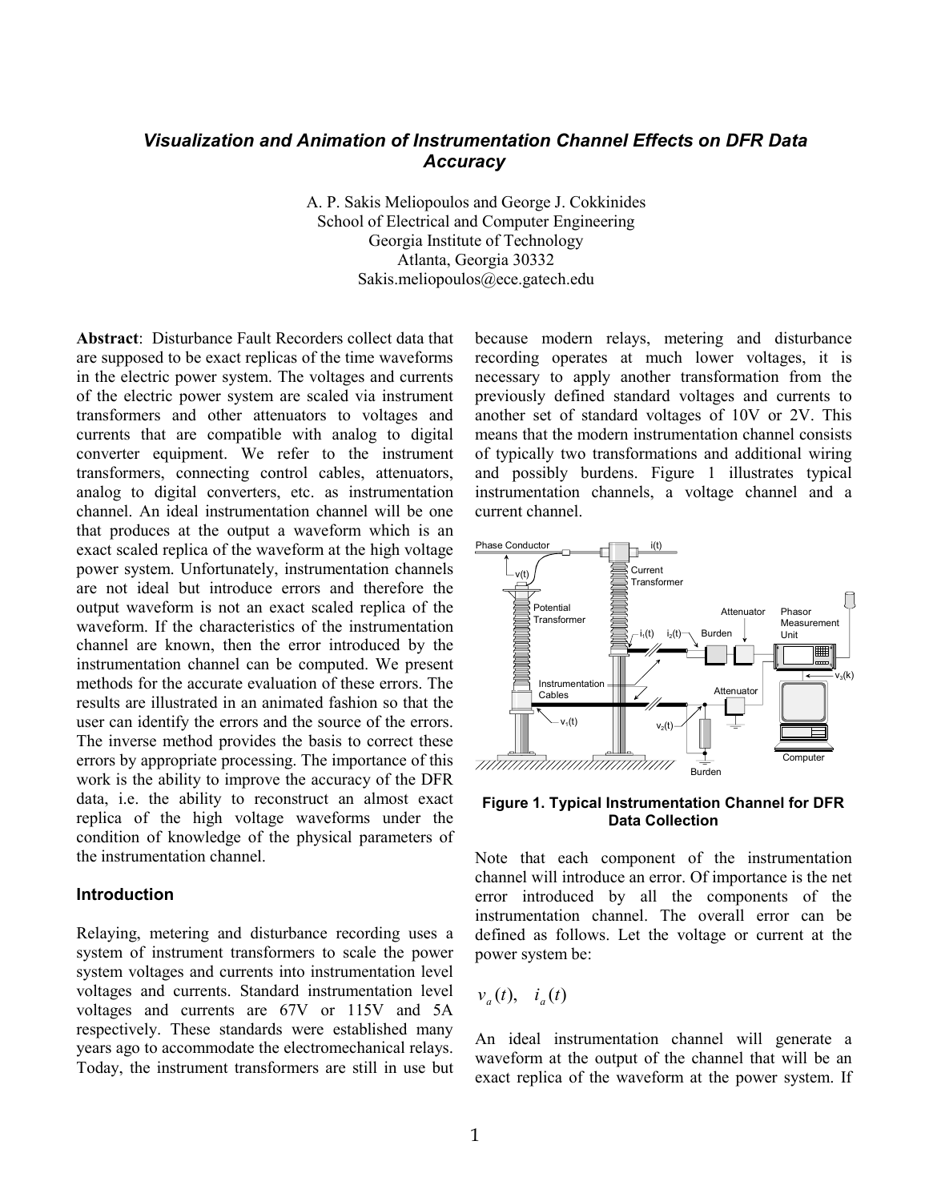# *Visualization and Animation of Instrumentation Channel Effects on DFR Data Accuracy*

A. P. Sakis Meliopoulos and George J. Cokkinides
School of Electrical and Computer Engineering
Georgia Institute of Technology
Atlanta, Georgia 30332
Sakis.meliopoulos@ece.gatech.edu

**Abstract**: Disturbance Fault Recorders collect data that are supposed to be exact replicas of the time waveforms in the electric power system. The voltages and currents of the electric power system are scaled via instrument transformers and other attenuators to voltages and currents that are compatible with analog to digital converter equipment. We refer to the instrument transformers, connecting control cables, attenuators, analog to digital converters, etc. as instrumentation channel. An ideal instrumentation channel will be one that produces at the output a waveform which is an exact scaled replica of the waveform at the high voltage power system. Unfortunately, instrumentation channels are not ideal but introduce errors and therefore the output waveform is not an exact scaled replica of the waveform. If the characteristics of the instrumentation channel are known, then the error introduced by the instrumentation channel can be computed. We present methods for the accurate evaluation of these errors. The results are illustrated in an animated fashion so that the user can identify the errors and the source of the errors. The inverse method provides the basis to correct these errors by appropriate processing. The importance of this work is the ability to improve the accuracy of the DFR data, i.e. the ability to reconstruct an almost exact replica of the high voltage waveforms under the condition of knowledge of the physical parameters of the instrumentation channel.

## Introduction

Relaying, metering and disturbance recording uses a system of instrument transformers to scale the power system voltages and currents into instrumentation level voltages and currents. Standard instrumentation level voltages and currents are 67V or 115V and 5A respectively. These standards were established many years ago to accommodate the electromechanical relays. Today, the instrument transformers are still in use but because modern relays, metering and disturbance recording operates at much lower voltages, it is necessary to apply another transformation from the previously defined standard voltages and currents to another set of standard voltages of 10V or 2V. This means that the modern instrumentation channel consists of typically two transformations and additional wiring and possibly burdens. Figure 1 illustrates typical instrumentation channels, a voltage channel and a current channel.

**Figure 1. Typical Instrumentation Channel for DFR Data Collection**

Note that each component of the instrumentation channel will introduce an error. Of importance is the net error introduced by all the components of the instrumentation channel. The overall error can be defined as follows. Let the voltage or current at the power system be:

$$v_a(t), \quad i_a(t)$$

An ideal instrumentation channel will generate a waveform at the output of the channel that will be an exact replica of the waveform at the power system. If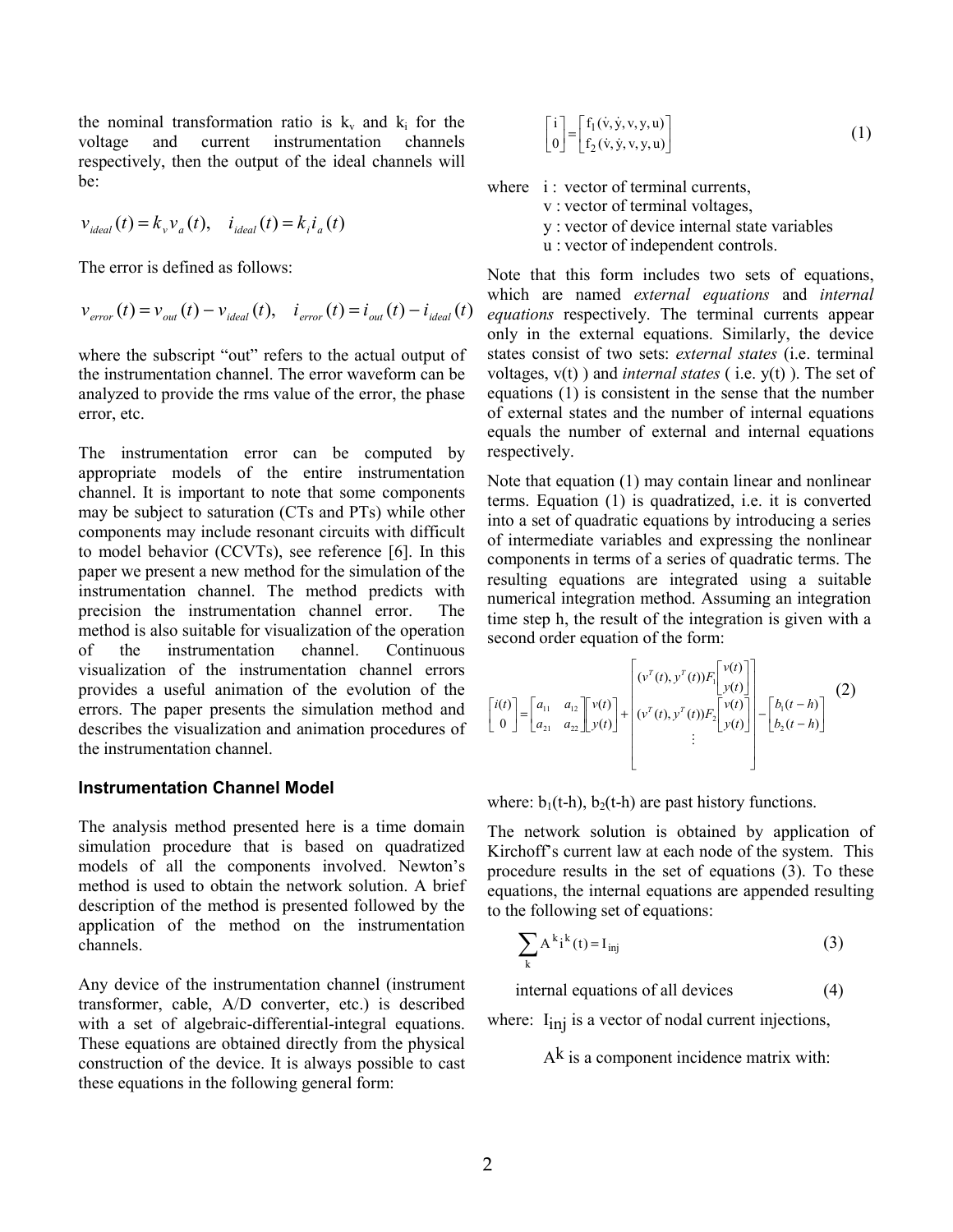the nominal transformation ratio is $k_v$ and $k_i$ for the voltage and current instrumentation channels respectively, then the output of the ideal channels will be:

$$v_{ideal}(t) = k_v v_a(t), \quad i_{ideal}(t) = k_i i_a(t)$$

The error is defined as follows:

$$v_{error}(t) = v_{out}(t) - v_{ideal}(t), \quad i_{error}(t) = i_{out}(t) - i_{ideal}(t)$$

where the subscript "out" refers to the actual output of the instrumentation channel. The error waveform can be analyzed to provide the rms value of the error, the phase error, etc.

The instrumentation error can be computed by appropriate models of the entire instrumentation channel. It is important to note that some components may be subject to saturation (CTs and PTs) while other components may include resonant circuits with difficult to model behavior (CCVTs), see reference [6]. In this paper we present a new method for the simulation of the instrumentation channel. The method predicts with precision the instrumentation channel error. The method is also suitable for visualization of the operation of the instrumentation channel. Continuous visualization of the instrumentation channel errors provides a useful animation of the evolution of the errors. The paper presents the simulation method and describes the visualization and animation procedures of the instrumentation channel.

## Instrumentation Channel Model

The analysis method presented here is a time domain simulation procedure that is based on quadratized models of all the components involved. Newton's method is used to obtain the network solution. A brief description of the method is presented followed by the application of the method on the instrumentation channels.

Any device of the instrumentation channel (instrument transformer, cable, A/D converter, etc.) is described with a set of algebraic-differential-integral equations. These equations are obtained directly from the physical construction of the device. It is always possible to cast these equations in the following general form:

$$\begin{bmatrix} i \\ 0 \end{bmatrix} = \begin{bmatrix} f_1(\dot{v}, \dot{y}, v, y, u) \\ f_2(\dot{v}, \dot{y}, v, y, u) \end{bmatrix} \tag{1}$$

where i : vector of terminal currents,
v : vector of terminal voltages,
y : vector of device internal state variables
u : vector of independent controls.

Note that this form includes two sets of equations, which are named *external equations* and *internal equations* respectively. The terminal currents appear only in the external equations. Similarly, the device states consist of two sets: *external states* (i.e. terminal voltages, v(t) ) and *internal states* ( i.e. y(t) ). The set of equations (1) is consistent in the sense that the number of external states and the number of internal equations equals the number of external and internal equations respectively.

Note that equation (1) may contain linear and nonlinear terms. Equation (1) is quadratized, i.e. it is converted into a set of quadratic equations by introducing a series of intermediate variables and expressing the nonlinear components in terms of a series of quadratic terms. The resulting equations are integrated using a suitable numerical integration method. Assuming an integration time step h, the result of the integration is given with a second order equation of the form:

$$\begin{bmatrix} i(t) \\ 0 \end{bmatrix} = \begin{bmatrix} a_{11} & a_{12} \\ a_{21} & a_{22} \end{bmatrix} \begin{bmatrix} v(t) \\ y(t) \end{bmatrix} + \begin{bmatrix} (v^T(t), y^T(t)) F_1 \begin{bmatrix} v(t) \\ y(t) \end{bmatrix} \\ (v^T(t), y^T(t)) F_2 \begin{bmatrix} v(t) \\ y(t) \end{bmatrix} \\ \vdots \end{bmatrix} - \begin{bmatrix} b_1(t-h) \\ b_2(t-h) \end{bmatrix} \tag{2}$$

where: $b_1(t\text{-}h)$, $b_2(t\text{-}h)$ are past history functions.

The network solution is obtained by application of Kirchoff's current law at each node of the system. This procedure results in the set of equations (3). To these equations, the internal equations are appended resulting to the following set of equations:

$$\sum_k A^k i^k(t) = I_{inj} \tag{3}$$

internal equations of all devices (4)

where: $I_{inj}$ is a vector of nodal current injections,

$A^k$ is a component incidence matrix with: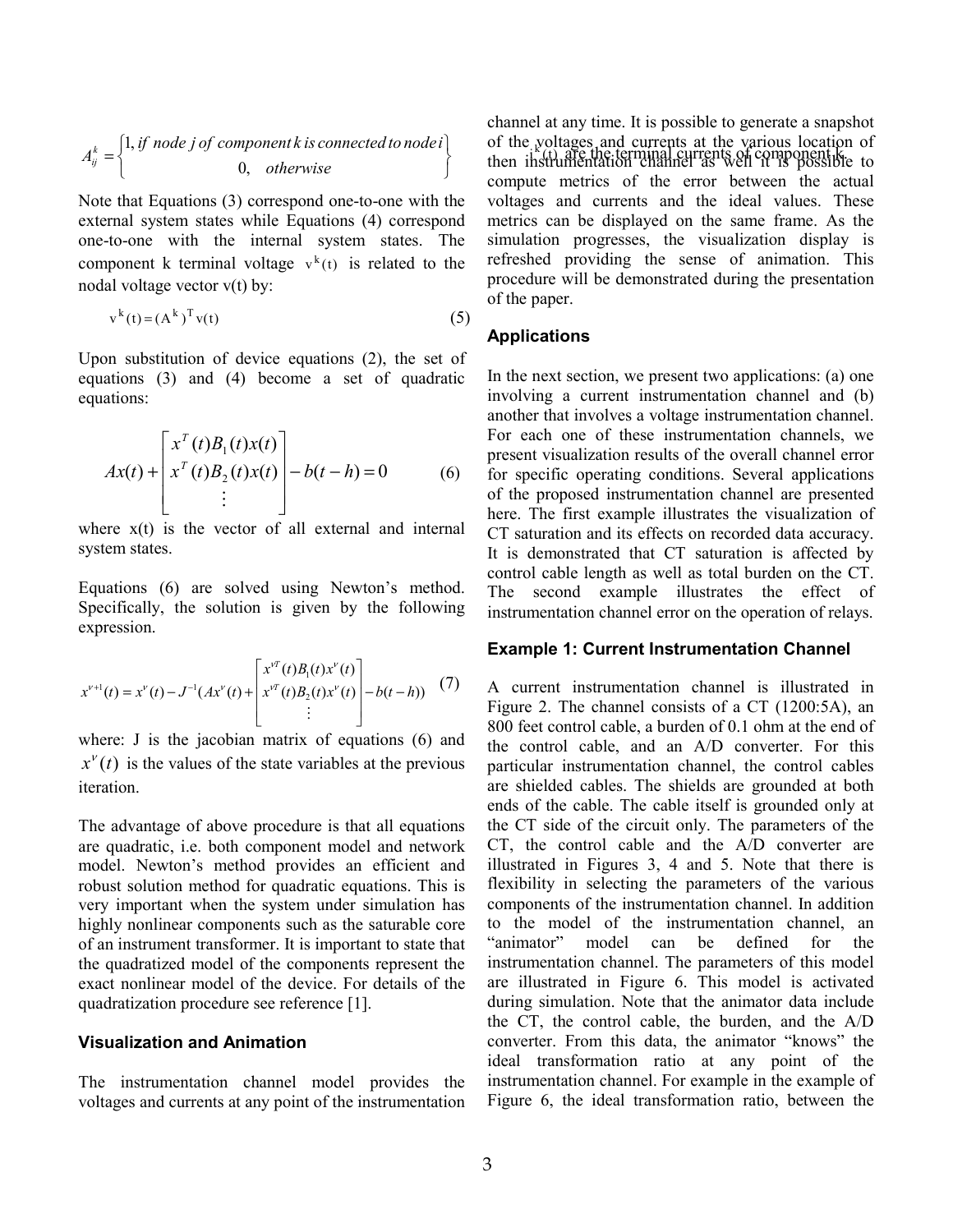$$A_{ij}^k = \begin{cases} 1, \text{if node } j \text{ of component } k \text{ is connected to node } i \\ 0, \quad \text{otherwise} \end{cases}$$

Note that Equations (3) correspond one-to-one with the external system states while Equations (4) correspond one-to-one with the internal system states. The component k terminal voltage $v^k(t)$ is related to the nodal voltage vector v(t) by:

$$v^k(t) = (A^k)^T v(t) \tag{5}$$

Upon substitution of device equations (2), the set of equations (3) and (4) become a set of quadratic equations:

$$Ax(t) + \begin{bmatrix} x^T(t)B_1(t)x(t) \\ x^T(t)B_2(t)x(t) \\ \vdots \end{bmatrix} - b(t-h) = 0 \tag{6}$$

where x(t) is the vector of all external and internal system states.

Equations (6) are solved using Newton's method. Specifically, the solution is given by the following expression.

$$x^{\nu+1}(t) = x^{\nu}(t) - J^{-1}(Ax^{\nu}(t) + \begin{bmatrix} x^{\nu T}(t)B_1(t)x^{\nu}(t) \\ x^{\nu T}(t)B_2(t)x^{\nu}(t) \\ \vdots \end{bmatrix} - b(t-h)) \tag{7}$$

where: J is the jacobian matrix of equations (6) and $x^{\nu}(t)$ is the values of the state variables at the previous iteration.

The advantage of above procedure is that all equations are quadratic, i.e. both component model and network model. Newton's method provides an efficient and robust solution method for quadratic equations. This is very important when the system under simulation has highly nonlinear components such as the saturable core of an instrument transformer. It is important to state that the quadratized model of the components represent the exact nonlinear model of the device. For details of the quadratization procedure see reference [1].

### Visualization and Animation

The instrumentation channel model provides the voltages and currents at any point of the instrumentation channel at any time. It is possible to generate a snapshot of the voltages and currents at the various location of then instrumentation channel as well it is possible to compute metrics of the error between the actual voltages and currents and the ideal values. These metrics can be displayed on the same frame. As the simulation progresses, the visualization display is refreshed providing the sense of animation. This procedure will be demonstrated during the presentation of the paper.

$i^k(t)$ are the terminal currents of component k.

### Applications

In the next section, we present two applications: (a) one involving a current instrumentation channel and (b) another that involves a voltage instrumentation channel. For each one of these instrumentation channels, we present visualization results of the overall channel error for specific operating conditions. Several applications of the proposed instrumentation channel are presented here. The first example illustrates the visualization of CT saturation and its effects on recorded data accuracy. It is demonstrated that CT saturation is affected by control cable length as well as total burden on the CT. The second example illustrates the effect of instrumentation channel error on the operation of relays.

### Example 1: Current Instrumentation Channel

A current instrumentation channel is illustrated in Figure 2. The channel consists of a CT (1200:5A), an 800 feet control cable, a burden of 0.1 ohm at the end of the control cable, and an A/D converter. For this particular instrumentation channel, the control cables are shielded cables. The shields are grounded at both ends of the cable. The cable itself is grounded only at the CT side of the circuit only. The parameters of the CT, the control cable and the A/D converter are illustrated in Figures 3, 4 and 5. Note that there is flexibility in selecting the parameters of the various components of the instrumentation channel. In addition to the model of the instrumentation channel, an "animator" model can be defined for the instrumentation channel. The parameters of this model are illustrated in Figure 6. This model is activated during simulation. Note that the animator data include the CT, the control cable, the burden, and the A/D converter. From this data, the animator "knows" the ideal transformation ratio at any point of the instrumentation channel. For example in the example of Figure 6, the ideal transformation ratio, between the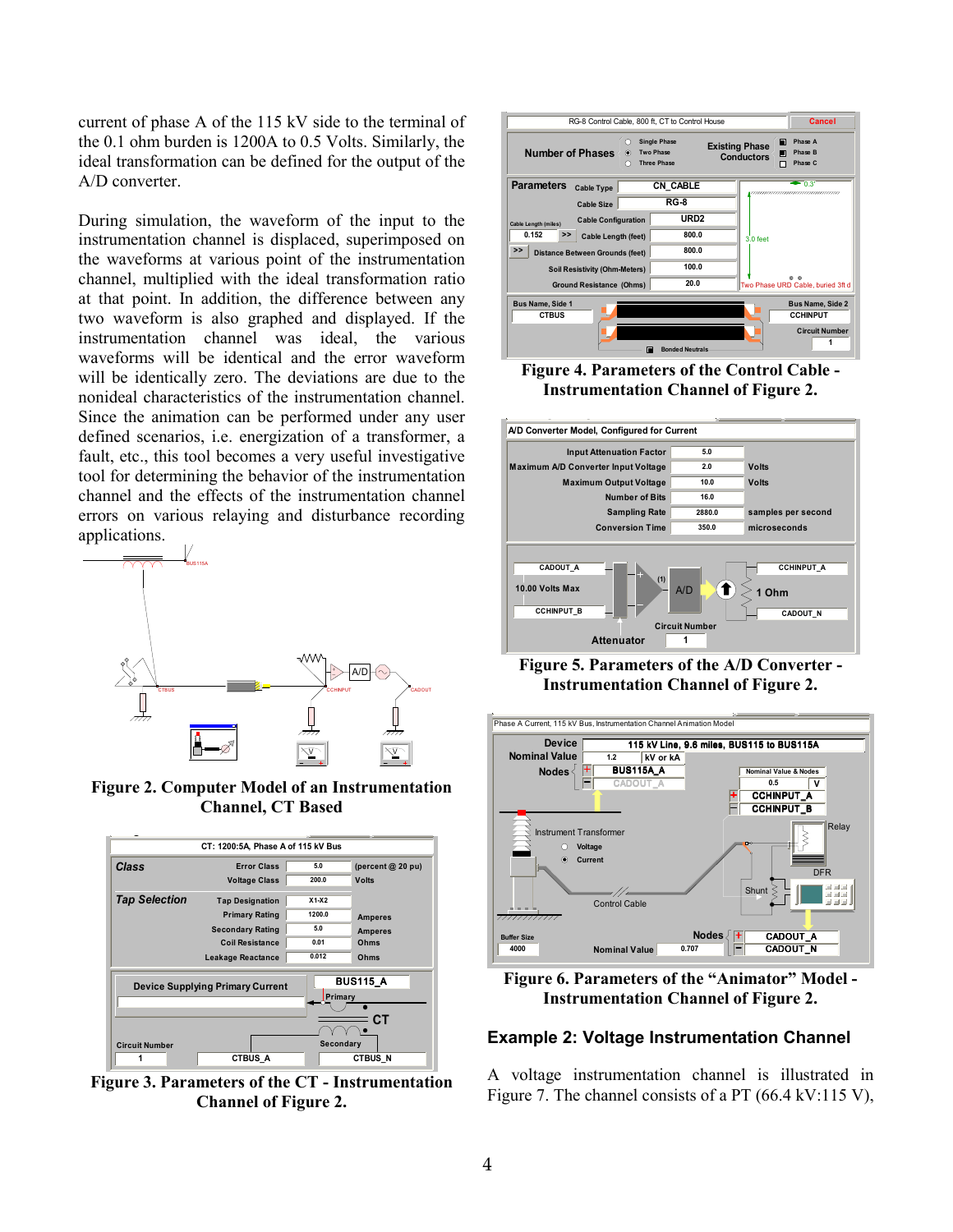current of phase A of the 115 kV side to the terminal of the 0.1 ohm burden is 1200A to 0.5 Volts. Similarly, the ideal transformation can be defined for the output of the A/D converter.

During simulation, the waveform of the input to the instrumentation channel is displaced, superimposed on the waveforms at various point of the instrumentation channel, multiplied with the ideal transformation ratio at that point. In addition, the difference between any two waveform is also graphed and displayed. If the instrumentation channel was ideal, the various waveforms will be identical and the error waveform will be identically zero. The deviations are due to the nonideal characteristics of the instrumentation channel. Since the animation can be performed under any user defined scenarios, i.e. energization of a transformer, a fault, etc., this tool becomes a very useful investigative tool for determining the behavior of the instrumentation channel and the effects of the instrumentation channel errors on various relaying and disturbance recording applications.

**Figure 2. Computer Model of an Instrumentation Channel, CT Based**

**Figure 3. Parameters of the CT - Instrumentation Channel of Figure 2.**

**Figure 4. Parameters of the Control Cable - Instrumentation Channel of Figure 2.**

**Figure 5. Parameters of the A/D Converter - Instrumentation Channel of Figure 2.**

**Figure 6. Parameters of the "Animator" Model - Instrumentation Channel of Figure 2.**

## Example 2: Voltage Instrumentation Channel

A voltage instrumentation channel is illustrated in Figure 7. The channel consists of a PT (66.4 kV:115 V),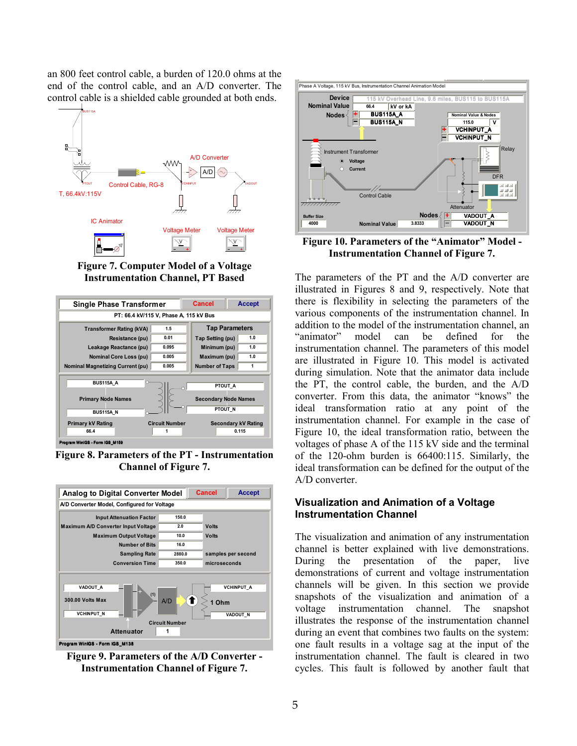an 800 feet control cable, a burden of 120.0 ohms at the end of the control cable, and an A/D converter. The control cable is a shielded cable grounded at both ends.

**Figure 7. Computer Model of a Voltage Instrumentation Channel, PT Based**

**Figure 8. Parameters of the PT - Instrumentation Channel of Figure 7.**

**Figure 9. Parameters of the A/D Converter - Instrumentation Channel of Figure 7.**

**Figure 10. Parameters of the "Animator" Model - Instrumentation Channel of Figure 7.**

The parameters of the PT and the A/D converter are illustrated in Figures 8 and 9, respectively. Note that there is flexibility in selecting the parameters of the various components of the instrumentation channel. In addition to the model of the instrumentation channel, an "animator" model can be defined for the instrumentation channel. The parameters of this model are illustrated in Figure 10. This model is activated during simulation. Note that the animator data include the PT, the control cable, the burden, and the A/D converter. From this data, the animator "knows" the ideal transformation ratio at any point of the instrumentation channel. For example in the case of Figure 10, the ideal transformation ratio, between the voltages of phase A of the 115 kV side and the terminal of the 120-ohm burden is 66400:115. Similarly, the ideal transformation can be defined for the output of the A/D converter.

## Visualization and Animation of a Voltage Instrumentation Channel

The visualization and animation of any instrumentation channel is better explained with live demonstrations. During the presentation of the paper, live demonstrations of current and voltage instrumentation channels will be given. In this section we provide snapshots of the visualization and animation of a voltage instrumentation channel. The snapshot illustrates the response of the instrumentation channel during an event that combines two faults on the system: one fault results in a voltage sag at the input of the instrumentation channel. The fault is cleared in two cycles. This fault is followed by another fault that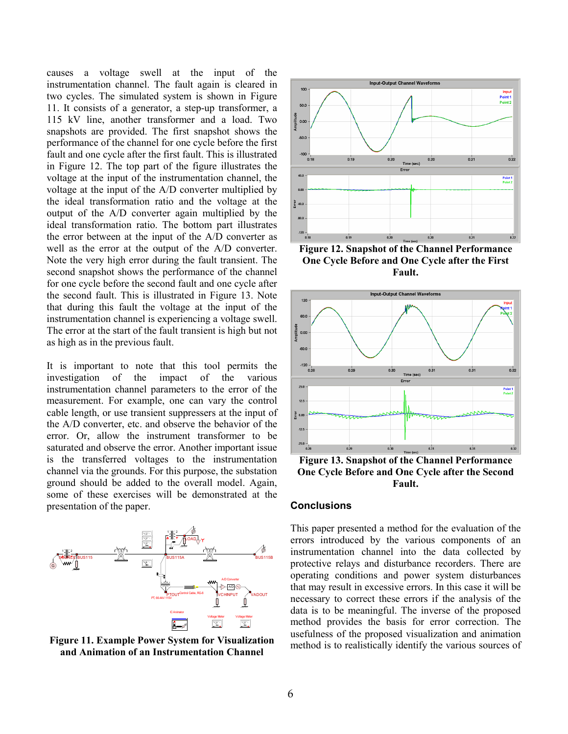causes a voltage swell at the input of the instrumentation channel. The fault again is cleared in two cycles. The simulated system is shown in Figure 11. It consists of a generator, a step-up transformer, a 115 kV line, another transformer and a load. Two snapshots are provided. The first snapshot shows the performance of the channel for one cycle before the first fault and one cycle after the first fault. This is illustrated in Figure 12. The top part of the figure illustrates the voltage at the input of the instrumentation channel, the voltage at the input of the A/D converter multiplied by the ideal transformation ratio and the voltage at the output of the A/D converter again multiplied by the ideal transformation ratio. The bottom part illustrates the error between at the input of the A/D converter as well as the error at the output of the A/D converter. Note the very high error during the fault transient. The second snapshot shows the performance of the channel for one cycle before the second fault and one cycle after the second fault. This is illustrated in Figure 13. Note that during this fault the voltage at the input of the instrumentation channel is experiencing a voltage swell. The error at the start of the fault transient is high but not as high as in the previous fault.

It is important to note that this tool permits the investigation of the impact of the various instrumentation channel parameters to the error of the measurement. For example, one can vary the control cable length, or use transient suppressers at the input of the A/D converter, etc. and observe the behavior of the error. Or, allow the instrument transformer to be saturated and observe the error. Another important issue is the transferred voltages to the instrumentation channel via the grounds. For this purpose, the substation ground should be added to the overall model. Again, some of these exercises will be demonstrated at the presentation of the paper.

**Figure 11. Example Power System for Visualization and Animation of an Instrumentation Channel**

**Figure 12. Snapshot of the Channel Performance One Cycle Before and One Cycle after the First Fault.**

**Figure 13. Snapshot of the Channel Performance One Cycle Before and One Cycle after the Second Fault.**

## Conclusions

This paper presented a method for the evaluation of the errors introduced by the various components of an instrumentation channel into the data collected by protective relays and disturbance recorders. There are operating conditions and power system disturbances that may result in excessive errors. In this case it will be necessary to correct these errors if the analysis of the data is to be meaningful. The inverse of the proposed method provides the basis for error correction. The usefulness of the proposed visualization and animation method is to realistically identify the various sources of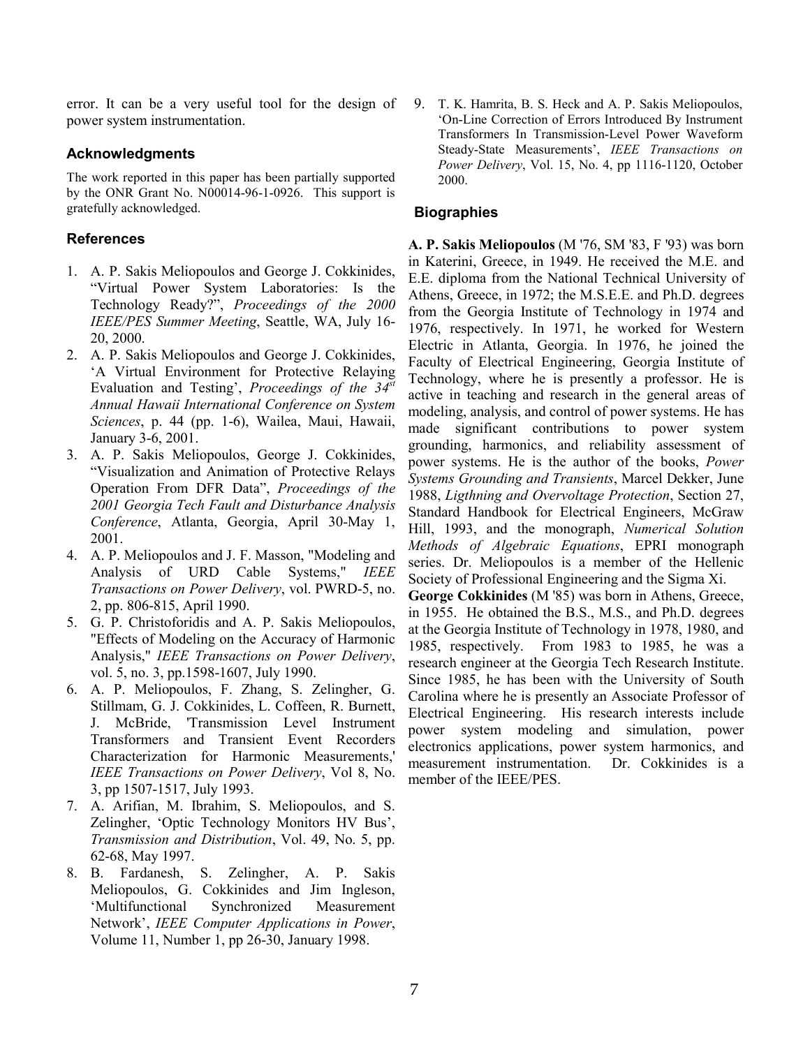error. It can be a very useful tool for the design of power system instrumentation.

### Acknowledgments

The work reported in this paper has been partially supported by the ONR Grant No. N00014-96-1-0926. This support is gratefully acknowledged.

### References

1. A. P. Sakis Meliopoulos and George J. Cokkinides, "Virtual Power System Laboratories: Is the Technology Ready?", *Proceedings of the 2000 IEEE/PES Summer Meeting*, Seattle, WA, July 16-20, 2000.
2. A. P. Sakis Meliopoulos and George J. Cokkinides, 'A Virtual Environment for Protective Relaying Evaluation and Testing', *Proceedings of the 34st Annual Hawaii International Conference on System Sciences*, p. 44 (pp. 1-6), Wailea, Maui, Hawaii, January 3-6, 2001.
3. A. P. Sakis Meliopoulos, George J. Cokkinides, "Visualization and Animation of Protective Relays Operation From DFR Data", *Proceedings of the 2001 Georgia Tech Fault and Disturbance Analysis Conference*, Atlanta, Georgia, April 30-May 1, 2001.
4. A. P. Meliopoulos and J. F. Masson, "Modeling and Analysis of URD Cable Systems," *IEEE Transactions on Power Delivery*, vol. PWRD-5, no. 2, pp. 806-815, April 1990.
5. G. P. Christoforidis and A. P. Sakis Meliopoulos, "Effects of Modeling on the Accuracy of Harmonic Analysis," *IEEE Transactions on Power Delivery*, vol. 5, no. 3, pp.1598-1607, July 1990.
6. A. P. Meliopoulos, F. Zhang, S. Zelingher, G. Stillmam, G. J. Cokkinides, L. Coffeen, R. Burnett, J. McBride, 'Transmission Level Instrument Transformers and Transient Event Recorders Characterization for Harmonic Measurements,' *IEEE Transactions on Power Delivery*, Vol 8, No. 3, pp 1507-1517, July 1993.
7. A. Arifian, M. Ibrahim, S. Meliopoulos, and S. Zelingher, 'Optic Technology Monitors HV Bus', *Transmission and Distribution*, Vol. 49, No. 5, pp. 62-68, May 1997.
8. B. Fardanesh, S. Zelingher, A. P. Sakis Meliopoulos, G. Cokkinides and Jim Ingleson, 'Multifunctional Synchronized Measurement Network', *IEEE Computer Applications in Power*, Volume 11, Number 1, pp 26-30, January 1998.
9. T. K. Hamrita, B. S. Heck and A. P. Sakis Meliopoulos, 'On-Line Correction of Errors Introduced By Instrument Transformers In Transmission-Level Power Waveform Steady-State Measurements', *IEEE Transactions on Power Delivery*, Vol. 15, No. 4, pp 1116-1120, October 2000.

### Biographies

**A. P. Sakis Meliopoulos** (M '76, SM '83, F '93) was born in Katerini, Greece, in 1949. He received the M.E. and E.E. diploma from the National Technical University of Athens, Greece, in 1972; the M.S.E.E. and Ph.D. degrees from the Georgia Institute of Technology in 1974 and 1976, respectively. In 1971, he worked for Western Electric in Atlanta, Georgia. In 1976, he joined the Faculty of Electrical Engineering, Georgia Institute of Technology, where he is presently a professor. He is active in teaching and research in the general areas of modeling, analysis, and control of power systems. He has made significant contributions to power system grounding, harmonics, and reliability assessment of power systems. He is the author of the books, *Power Systems Grounding and Transients*, Marcel Dekker, June 1988, *Ligthning and Overvoltage Protection*, Section 27, Standard Handbook for Electrical Engineers, McGraw Hill, 1993, and the monograph, *Numerical Solution Methods of Algebraic Equations*, EPRI monograph series. Dr. Meliopoulos is a member of the Hellenic Society of Professional Engineering and the Sigma Xi.

**George Cokkinides** (M '85) was born in Athens, Greece, in 1955. He obtained the B.S., M.S., and Ph.D. degrees at the Georgia Institute of Technology in 1978, 1980, and 1985, respectively. From 1983 to 1985, he was a research engineer at the Georgia Tech Research Institute. Since 1985, he has been with the University of South Carolina where he is presently an Associate Professor of Electrical Engineering. His research interests include power system modeling and simulation, power electronics applications, power system harmonics, and measurement instrumentation. Dr. Cokkinides is a member of the IEEE/PES.